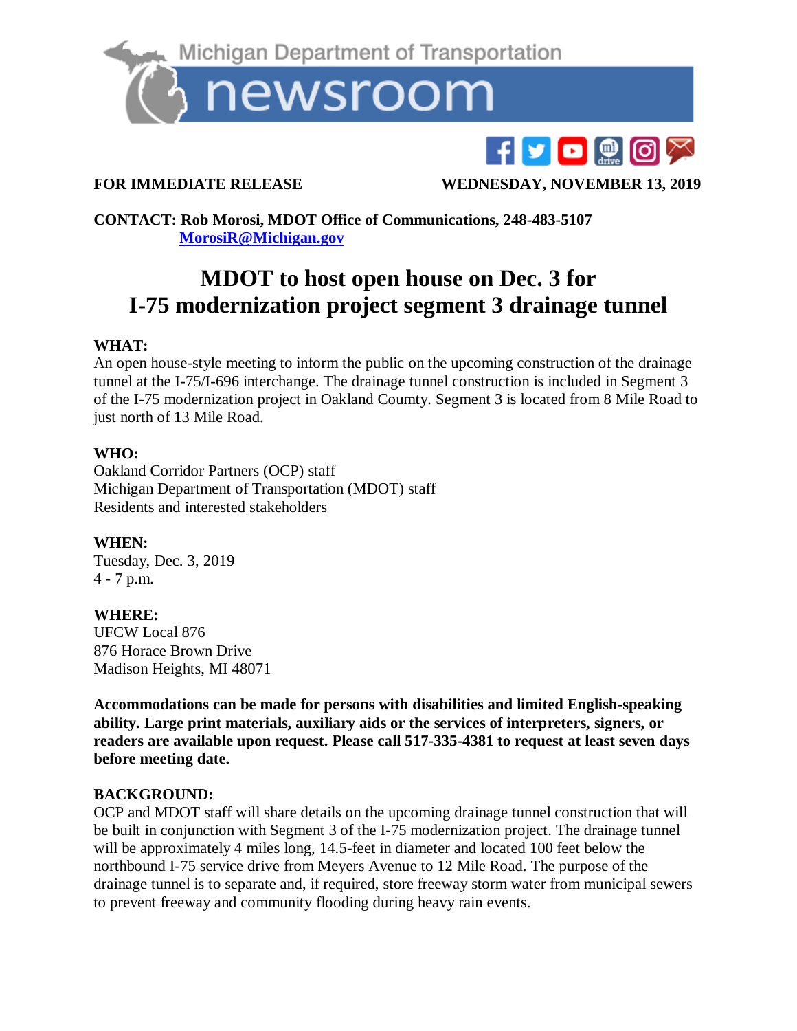Michigan Department of Transportation

newsroom

**FOR IMMEDIATE RELEASE** **WEDNESDAY, NOVEMBER 13, 2019**

**CONTACT: Rob Morosi, MDOT Office of Communications, 248-483-5107**
**MorosiR@Michigan.gov**

# MDOT to host open house on Dec. 3 for I-75 modernization project segment 3 drainage tunnel

**WHAT:**
An open house-style meeting to inform the public on the upcoming construction of the drainage tunnel at the I-75/I-696 interchange. The drainage tunnel construction is included in Segment 3 of the I-75 modernization project in Oakland Coumty. Segment 3 is located from 8 Mile Road to just north of 13 Mile Road.

**WHO:**
Oakland Corridor Partners (OCP) staff
Michigan Department of Transportation (MDOT) staff
Residents and interested stakeholders

**WHEN:**
Tuesday, Dec. 3, 2019
4 - 7 p.m.

**WHERE:**
UFCW Local 876
876 Horace Brown Drive
Madison Heights, MI 48071

**Accommodations can be made for persons with disabilities and limited English-speaking ability. Large print materials, auxiliary aids or the services of interpreters, signers, or readers are available upon request. Please call 517-335-4381 to request at least seven days before meeting date.**

**BACKGROUND:**
OCP and MDOT staff will share details on the upcoming drainage tunnel construction that will be built in conjunction with Segment 3 of the I-75 modernization project. The drainage tunnel will be approximately 4 miles long, 14.5-feet in diameter and located 100 feet below the northbound I-75 service drive from Meyers Avenue to 12 Mile Road. The purpose of the drainage tunnel is to separate and, if required, store freeway storm water from municipal sewers to prevent freeway and community flooding during heavy rain events.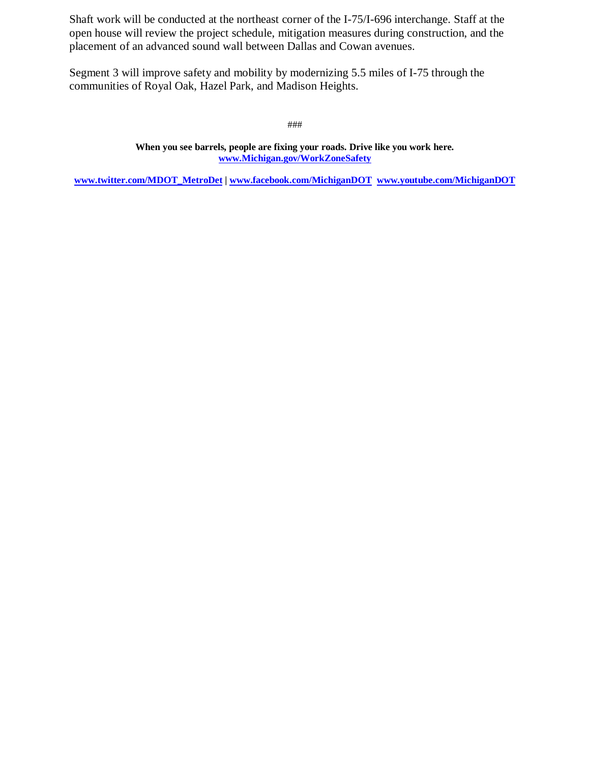Shaft work will be conducted at the northeast corner of the I-75/I-696 interchange. Staff at the open house will review the project schedule, mitigation measures during construction, and the placement of an advanced sound wall between Dallas and Cowan avenues.

Segment 3 will improve safety and mobility by modernizing 5.5 miles of I-75 through the communities of Royal Oak, Hazel Park, and Madison Heights.

###

**When you see barrels, people are fixing your roads. Drive like you work here.**
**www.Michigan.gov/WorkZoneSafety**

**www.twitter.com/MDOT_MetroDet | www.facebook.com/MichiganDOT www.youtube.com/MichiganDOT**